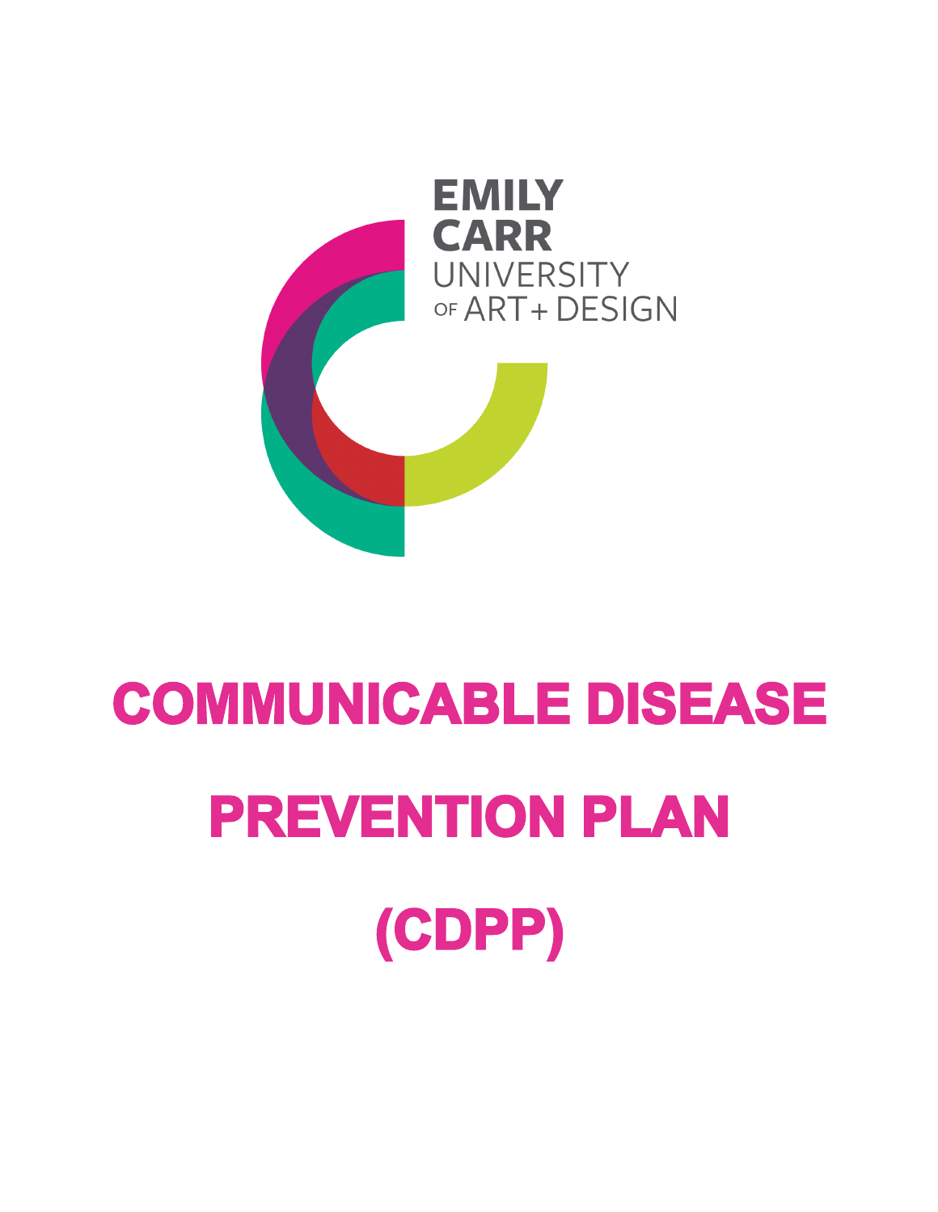EMILY CARR UNIVERSITY OF ART + DESIGN

# COMMUNICABLE DISEASE PREVENTION PLAN (CDPP)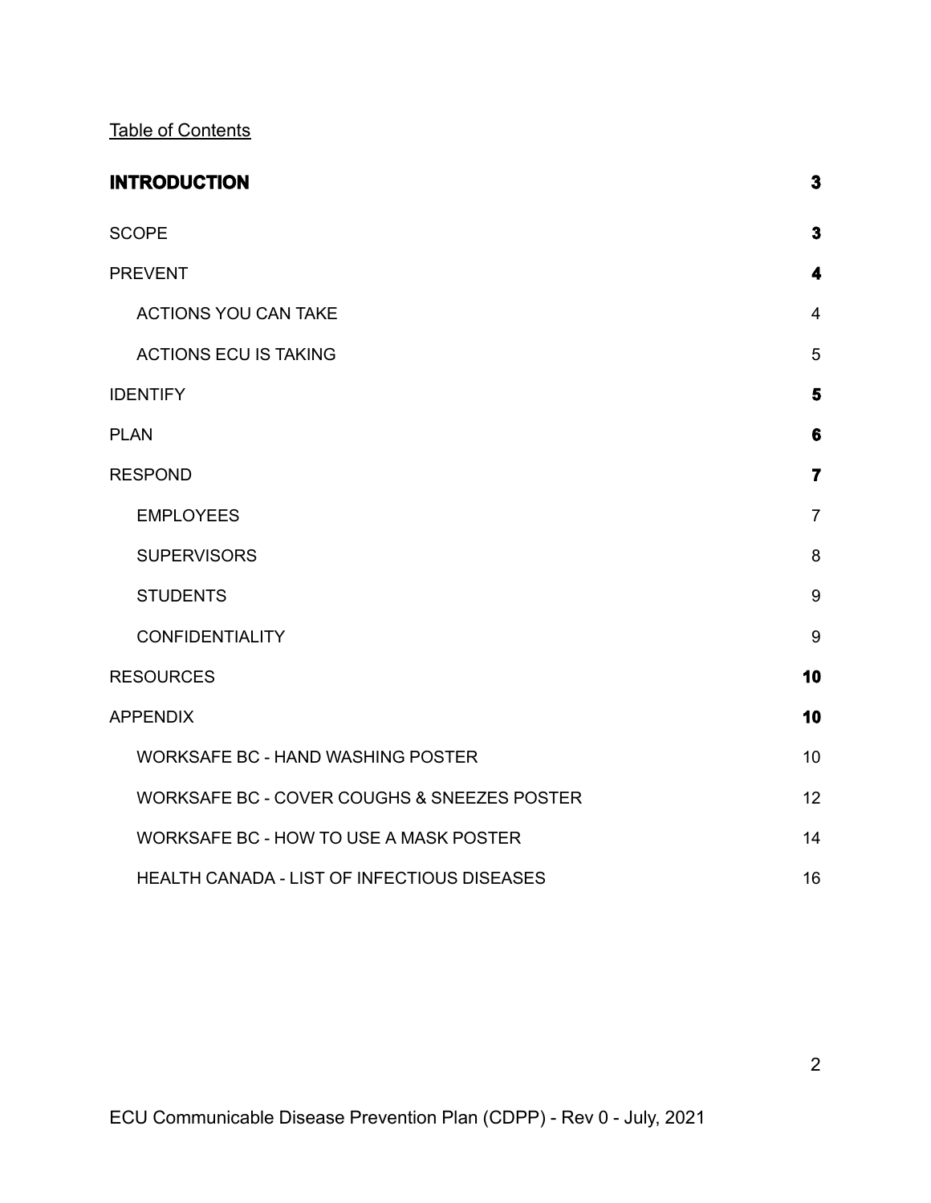Table of Contents

| | |
|---|---|
| **INTRODUCTION** | **3** |
| SCOPE | **3** |
| PREVENT | **4** |
| ACTIONS YOU CAN TAKE | 4 |
| ACTIONS ECU IS TAKING | 5 |
| IDENTIFY | **5** |
| PLAN | **6** |
| RESPOND | **7** |
| EMPLOYEES | 7 |
| SUPERVISORS | 8 |
| STUDENTS | 9 |
| CONFIDENTIALITY | 9 |
| RESOURCES | **10** |
| APPENDIX | **10** |
| WORKSAFE BC - HAND WASHING POSTER | 10 |
| WORKSAFE BC - COVER COUGHS & SNEEZES POSTER | 12 |
| WORKSAFE BC - HOW TO USE A MASK POSTER | 14 |
| HEALTH CANADA - LIST OF INFECTIOUS DISEASES | 16 |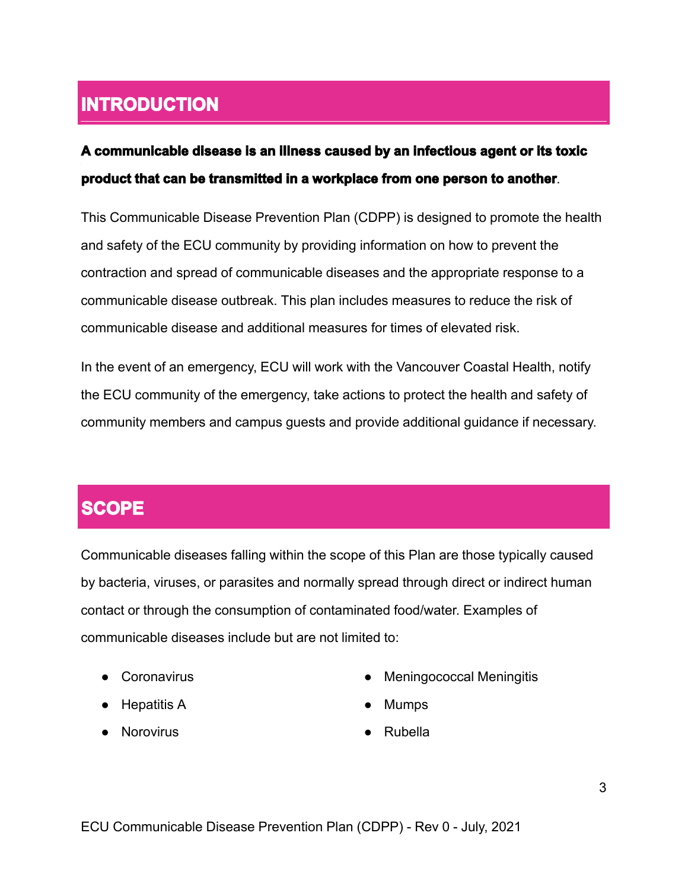## INTRODUCTION

**A communicable disease is an illness caused by an infectious agent or its toxic product that can be transmitted in a workplace from one person to another**.

This Communicable Disease Prevention Plan (CDPP) is designed to promote the health and safety of the ECU community by providing information on how to prevent the contraction and spread of communicable diseases and the appropriate response to a communicable disease outbreak. This plan includes measures to reduce the risk of communicable disease and additional measures for times of elevated risk.

In the event of an emergency, ECU will work with the Vancouver Coastal Health, notify the ECU community of the emergency, take actions to protect the health and safety of community members and campus guests and provide additional guidance if necessary.

## SCOPE

Communicable diseases falling within the scope of this Plan are those typically caused by bacteria, viruses, or parasites and normally spread through direct or indirect human contact or through the consumption of contaminated food/water. Examples of communicable diseases include but are not limited to:

- Coronavirus
- Hepatitis A
- Norovirus
- Meningococcal Meningitis
- Mumps
- Rubella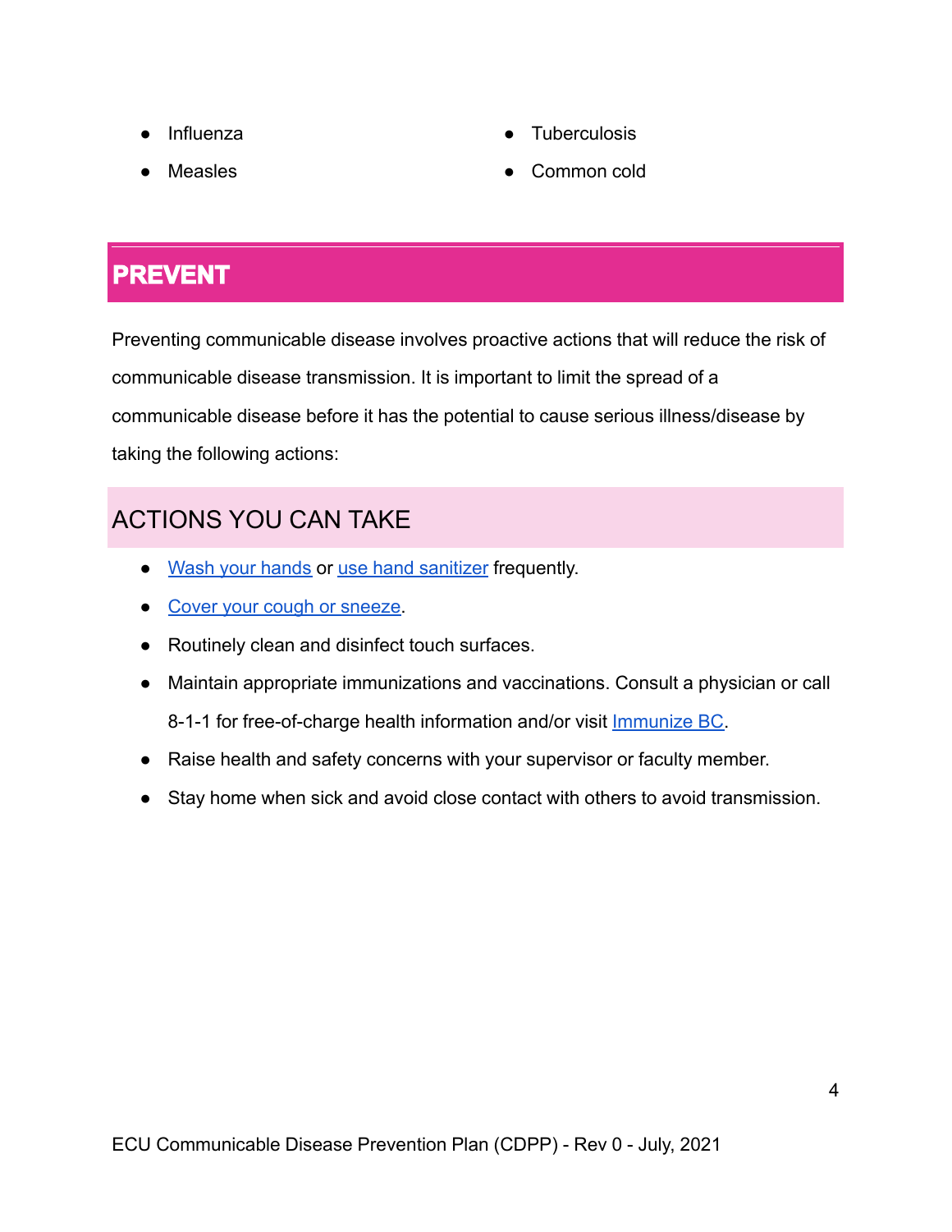- Influenza
- Measles
- Tuberculosis
- Common cold

## PREVENT

Preventing communicable disease involves proactive actions that will reduce the risk of communicable disease transmission. It is important to limit the spread of a communicable disease before it has the potential to cause serious illness/disease by taking the following actions:

### ACTIONS YOU CAN TAKE

- Wash your hands or use hand sanitizer frequently.
- Cover your cough or sneeze.
- Routinely clean and disinfect touch surfaces.
- Maintain appropriate immunizations and vaccinations. Consult a physician or call 8-1-1 for free-of-charge health information and/or visit Immunize BC.
- Raise health and safety concerns with your supervisor or faculty member.
- Stay home when sick and avoid close contact with others to avoid transmission.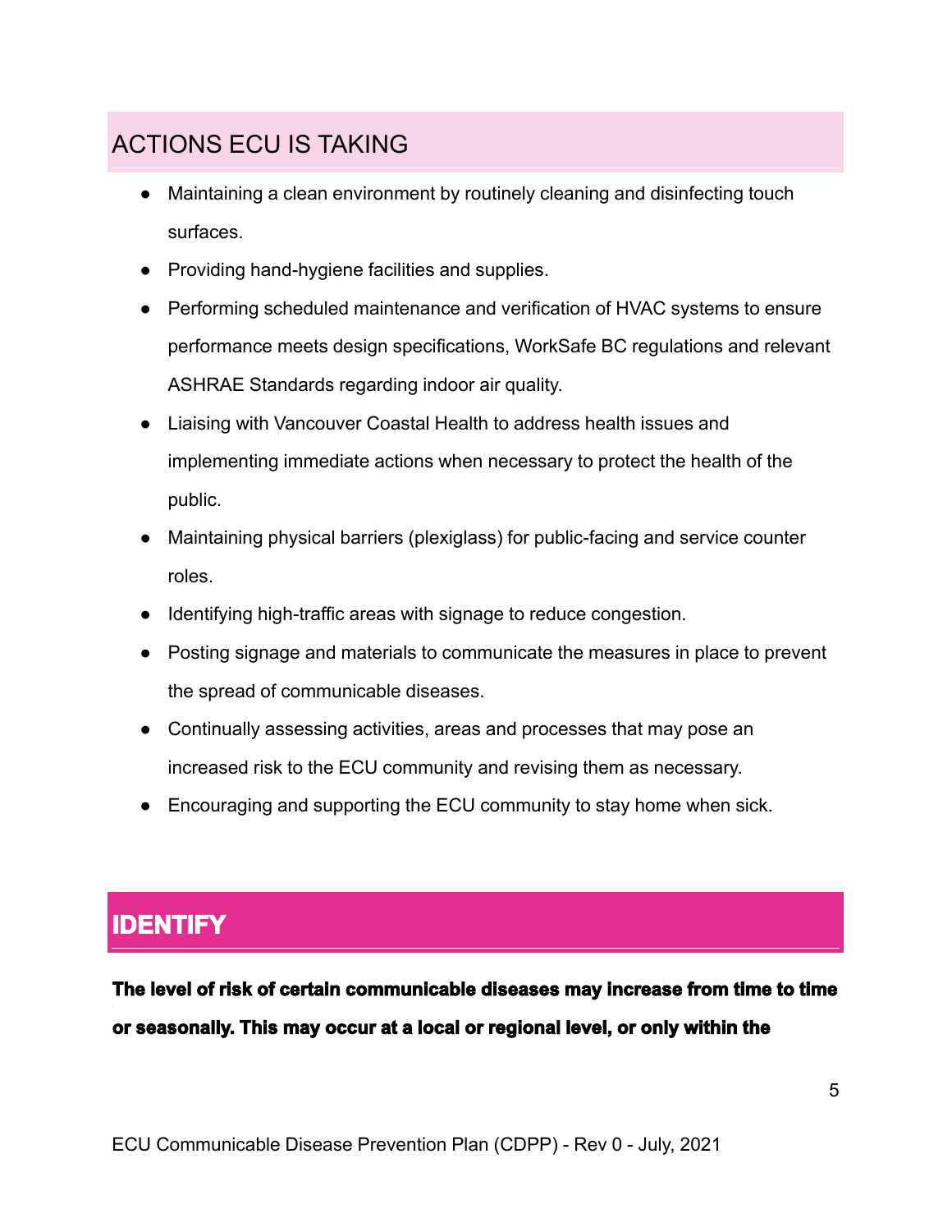## ACTIONS ECU IS TAKING

- Maintaining a clean environment by routinely cleaning and disinfecting touch surfaces.
- Providing hand-hygiene facilities and supplies.
- Performing scheduled maintenance and verification of HVAC systems to ensure performance meets design specifications, WorkSafe BC regulations and relevant ASHRAE Standards regarding indoor air quality.
- Liaising with Vancouver Coastal Health to address health issues and implementing immediate actions when necessary to protect the health of the public.
- Maintaining physical barriers (plexiglass) for public-facing and service counter roles.
- Identifying high-traffic areas with signage to reduce congestion.
- Posting signage and materials to communicate the measures in place to prevent the spread of communicable diseases.
- Continually assessing activities, areas and processes that may pose an increased risk to the ECU community and revising them as necessary.
- Encouraging and supporting the ECU community to stay home when sick.

# IDENTIFY

**The level of risk of certain communicable diseases may increase from time to time or seasonally. This may occur at a local or regional level, or only within the**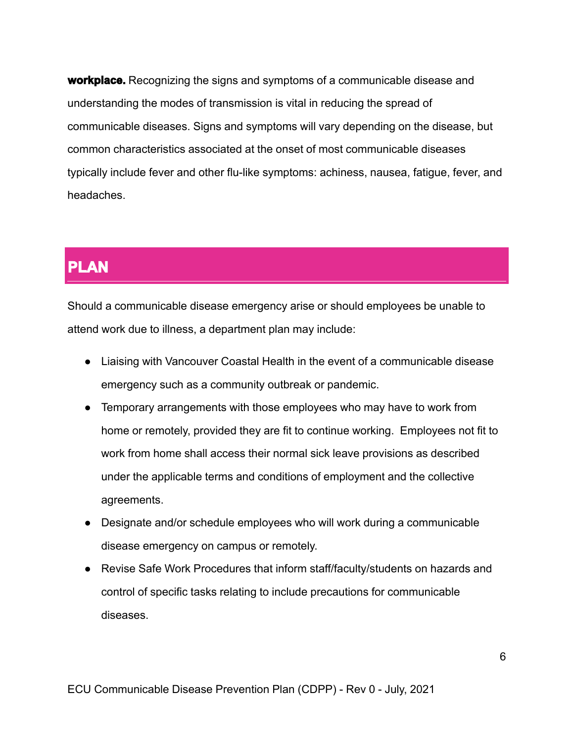**workplace.** Recognizing the signs and symptoms of a communicable disease and understanding the modes of transmission is vital in reducing the spread of communicable diseases. Signs and symptoms will vary depending on the disease, but common characteristics associated at the onset of most communicable diseases typically include fever and other flu-like symptoms: achiness, nausea, fatigue, fever, and headaches.

## PLAN

Should a communicable disease emergency arise or should employees be unable to attend work due to illness, a department plan may include:

- Liaising with Vancouver Coastal Health in the event of a communicable disease emergency such as a community outbreak or pandemic.
- Temporary arrangements with those employees who may have to work from home or remotely, provided they are fit to continue working. Employees not fit to work from home shall access their normal sick leave provisions as described under the applicable terms and conditions of employment and the collective agreements.
- Designate and/or schedule employees who will work during a communicable disease emergency on campus or remotely.
- Revise Safe Work Procedures that inform staff/faculty/students on hazards and control of specific tasks relating to include precautions for communicable diseases.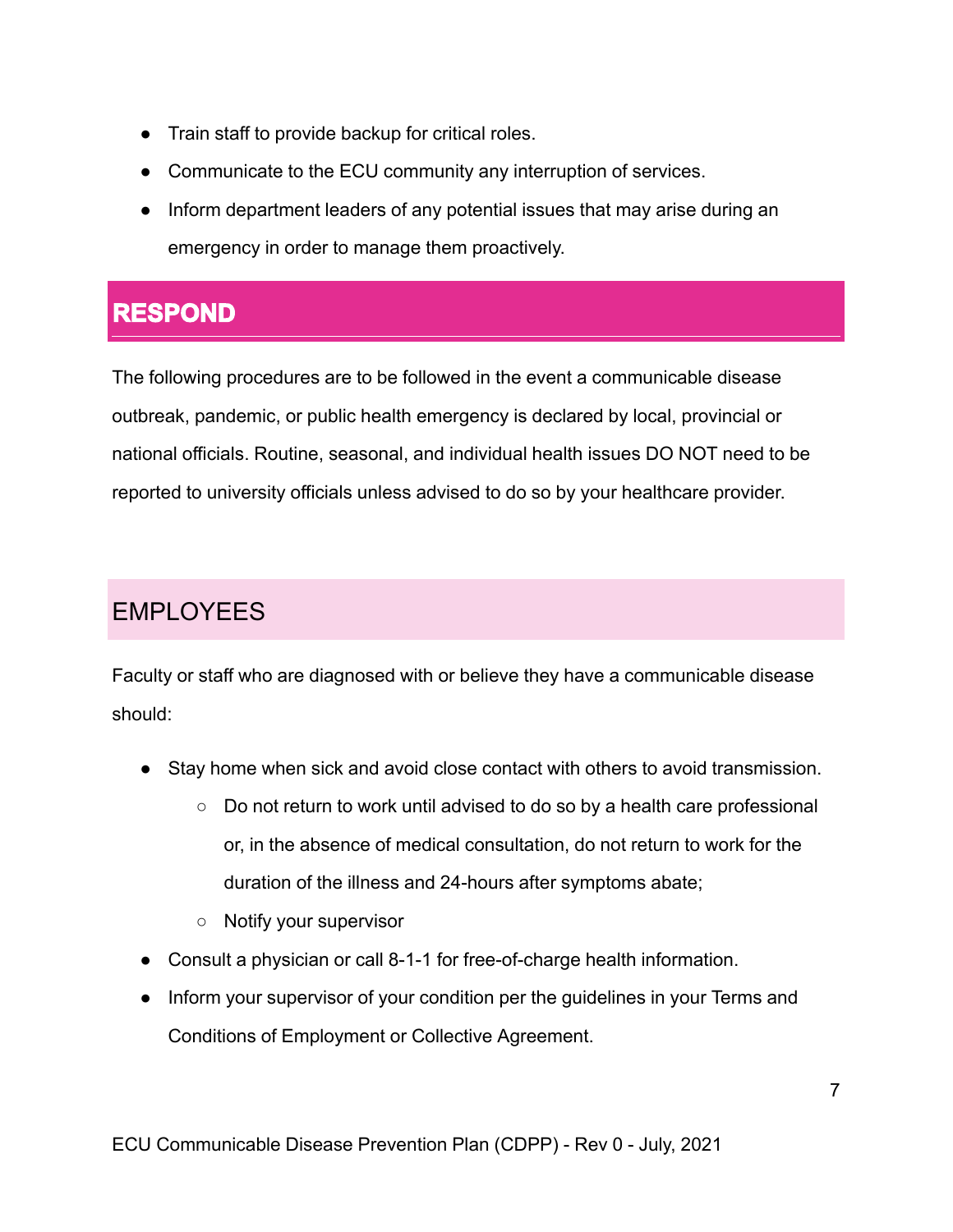- Train staff to provide backup for critical roles.
- Communicate to the ECU community any interruption of services.
- Inform department leaders of any potential issues that may arise during an emergency in order to manage them proactively.

## RESPOND

The following procedures are to be followed in the event a communicable disease outbreak, pandemic, or public health emergency is declared by local, provincial or national officials. Routine, seasonal, and individual health issues DO NOT need to be reported to university officials unless advised to do so by your healthcare provider.

### EMPLOYEES

Faculty or staff who are diagnosed with or believe they have a communicable disease should:

- Stay home when sick and avoid close contact with others to avoid transmission.
  - Do not return to work until advised to do so by a health care professional or, in the absence of medical consultation, do not return to work for the duration of the illness and 24-hours after symptoms abate;
  - Notify your supervisor
- Consult a physician or call 8-1-1 for free-of-charge health information.
- Inform your supervisor of your condition per the guidelines in your Terms and Conditions of Employment or Collective Agreement.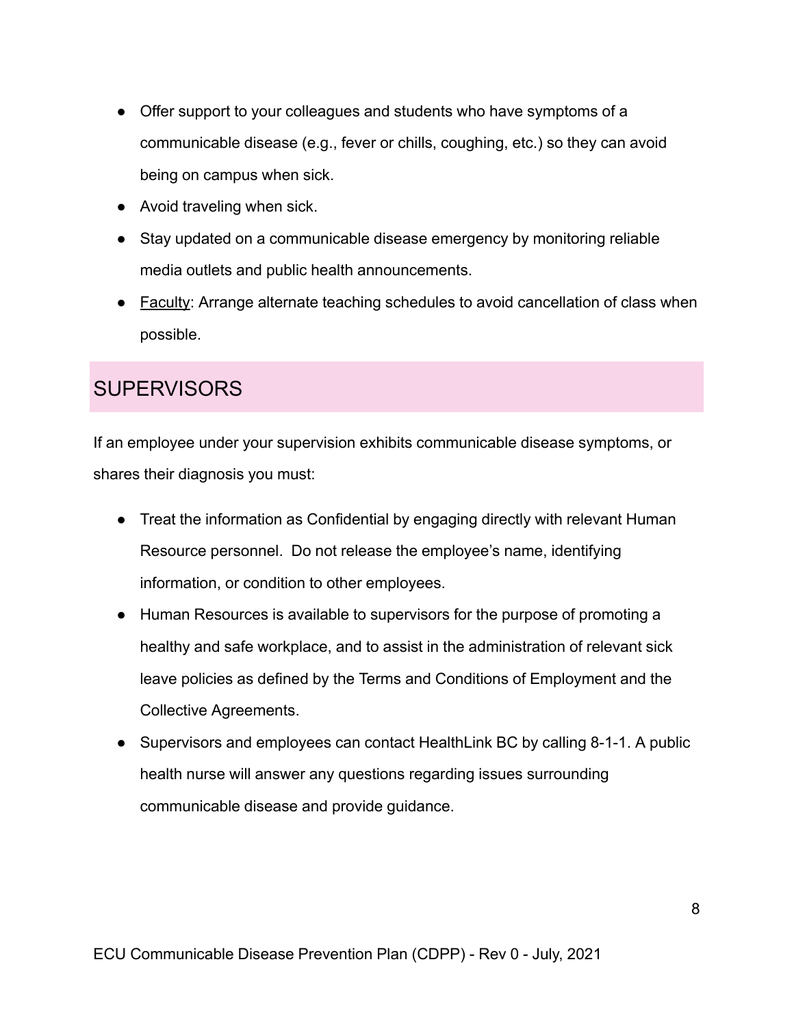- Offer support to your colleagues and students who have symptoms of a communicable disease (e.g., fever or chills, coughing, etc.) so they can avoid being on campus when sick.
- Avoid traveling when sick.
- Stay updated on a communicable disease emergency by monitoring reliable media outlets and public health announcements.
- Faculty: Arrange alternate teaching schedules to avoid cancellation of class when possible.

## SUPERVISORS

If an employee under your supervision exhibits communicable disease symptoms, or shares their diagnosis you must:

- Treat the information as Confidential by engaging directly with relevant Human Resource personnel. Do not release the employee's name, identifying information, or condition to other employees.
- Human Resources is available to supervisors for the purpose of promoting a healthy and safe workplace, and to assist in the administration of relevant sick leave policies as defined by the Terms and Conditions of Employment and the Collective Agreements.
- Supervisors and employees can contact HealthLink BC by calling 8-1-1. A public health nurse will answer any questions regarding issues surrounding communicable disease and provide guidance.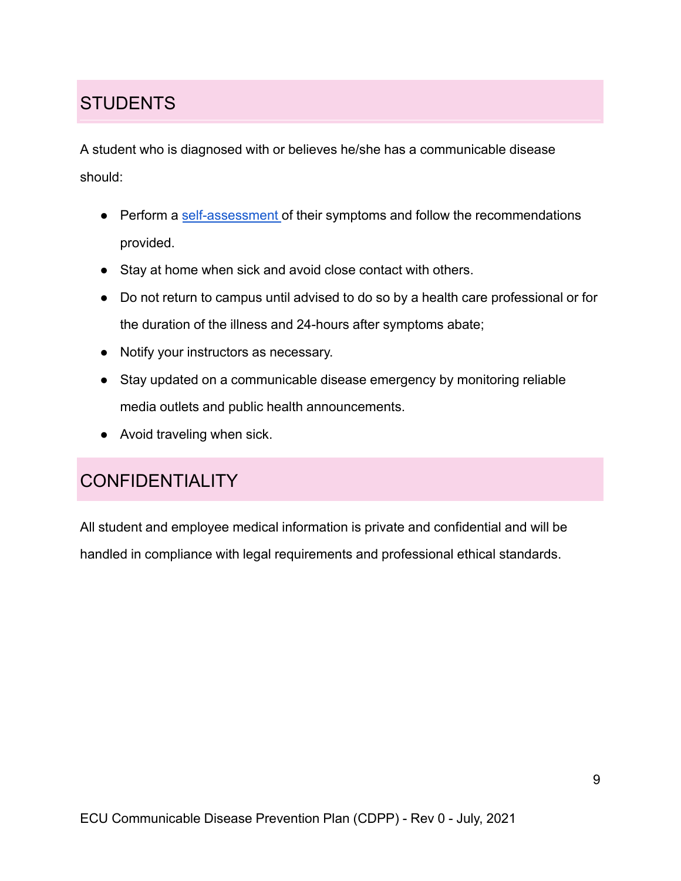## STUDENTS

A student who is diagnosed with or believes he/she has a communicable disease should:

- Perform a self-assessment of their symptoms and follow the recommendations provided.
- Stay at home when sick and avoid close contact with others.
- Do not return to campus until advised to do so by a health care professional or for the duration of the illness and 24-hours after symptoms abate;
- Notify your instructors as necessary.
- Stay updated on a communicable disease emergency by monitoring reliable media outlets and public health announcements.
- Avoid traveling when sick.

## CONFIDENTIALITY

All student and employee medical information is private and confidential and will be handled in compliance with legal requirements and professional ethical standards.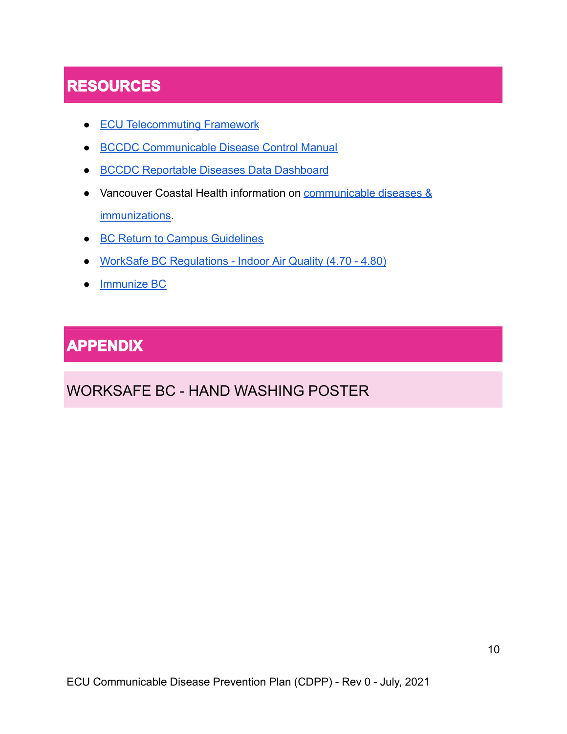## RESOURCES

- ECU Telecommuting Framework
- BCCDC Communicable Disease Control Manual
- BCCDC Reportable Diseases Data Dashboard
- Vancouver Coastal Health information on communicable diseases & immunizations.
- BC Return to Campus Guidelines
- WorkSafe BC Regulations - Indoor Air Quality (4.70 - 4.80)
- Immunize BC

## APPENDIX

### WORKSAFE BC - HAND WASHING POSTER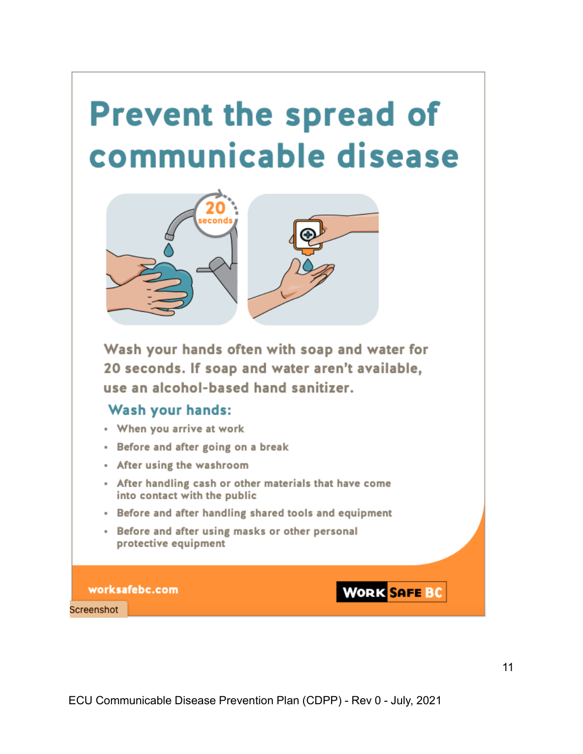# Prevent the spread of communicable disease

Wash your hands often with soap and water for 20 seconds. If soap and water aren't available, use an alcohol-based hand sanitizer.

## Wash your hands:

- When you arrive at work
- Before and after going on a break
- After using the washroom
- After handling cash or other materials that have come into contact with the public
- Before and after handling shared tools and equipment
- Before and after using masks or other personal protective equipment

worksafebc.com

WORK SAFE BC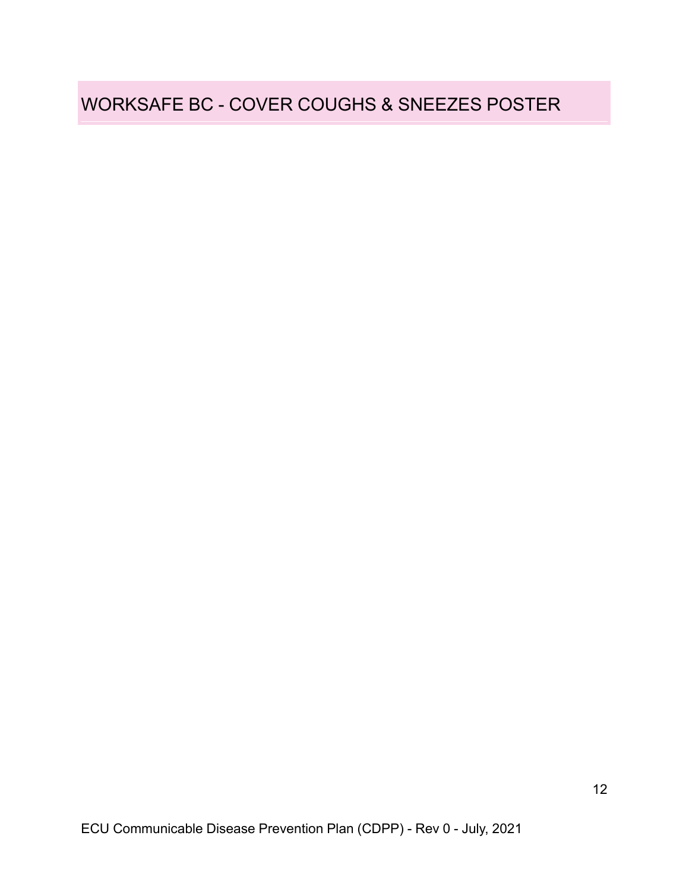# WORKSAFE BC - COVER COUGHS & SNEEZES POSTER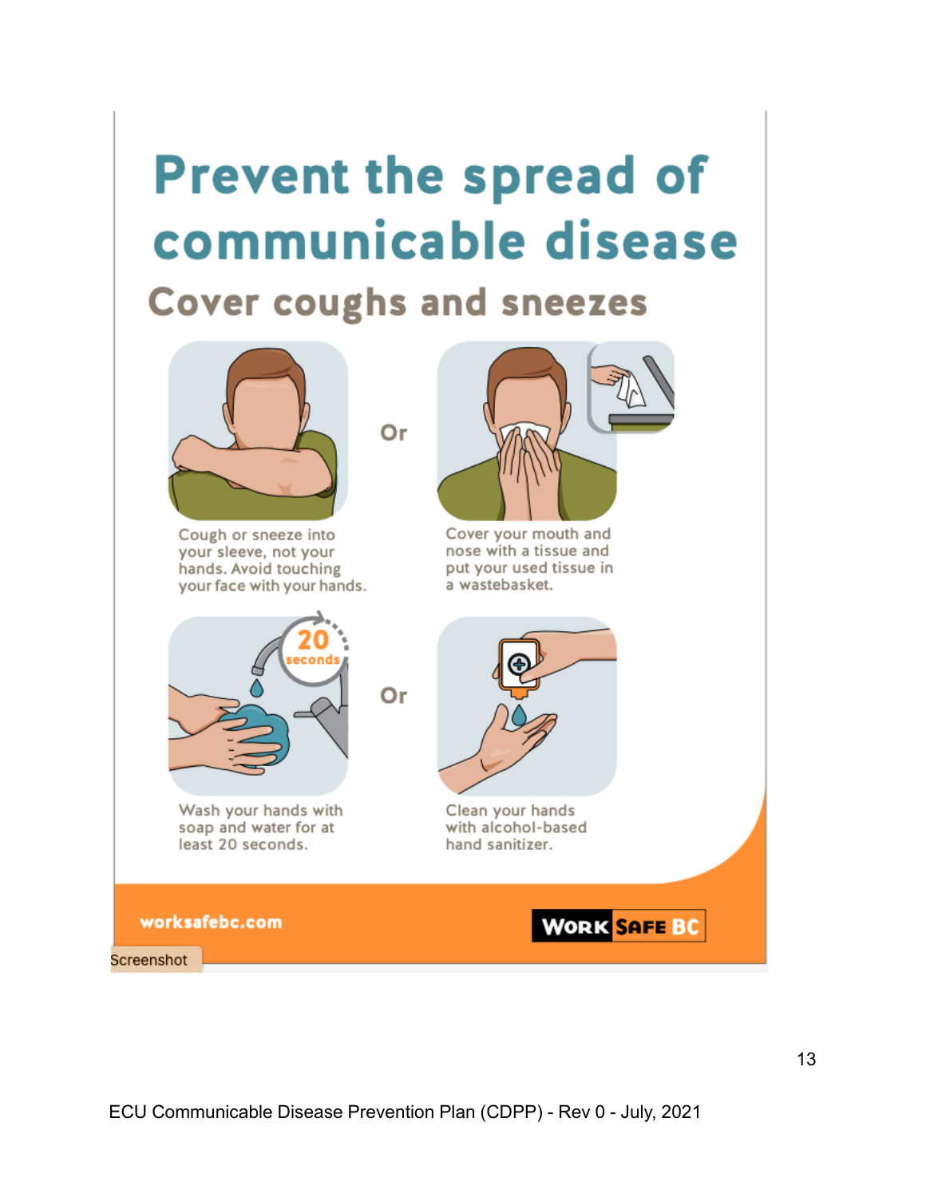# Prevent the spread of communicable disease

## Cover coughs and sneezes

Cough or sneeze into your sleeve, not your hands. Avoid touching your face with your hands.

Or

Cover your mouth and nose with a tissue and put your used tissue in a wastebasket.

20 seconds

Wash your hands with soap and water for at least 20 seconds.

Or

Clean your hands with alcohol-based hand sanitizer.

worksafebc.com

WORK SAFE BC

Screenshot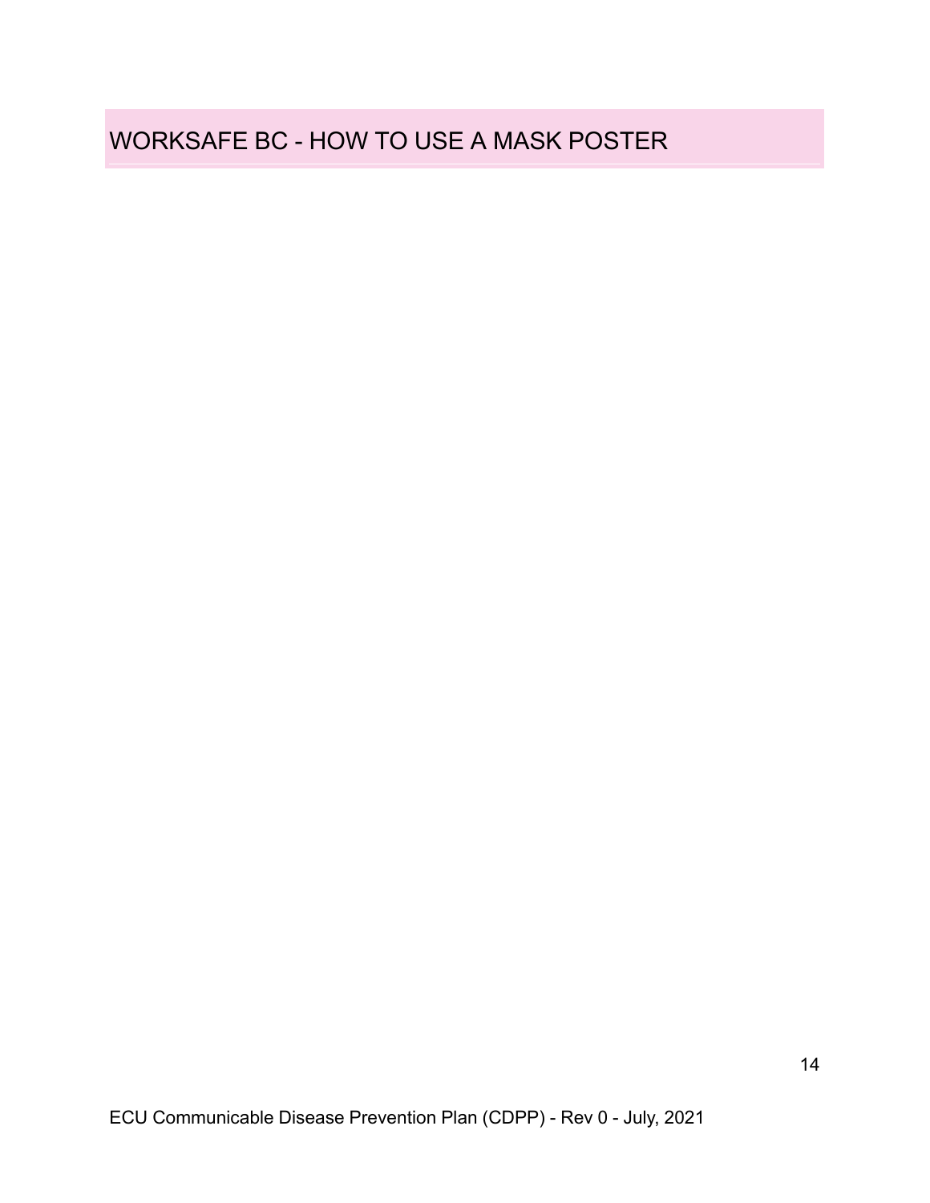# WORKSAFE BC - HOW TO USE A MASK POSTER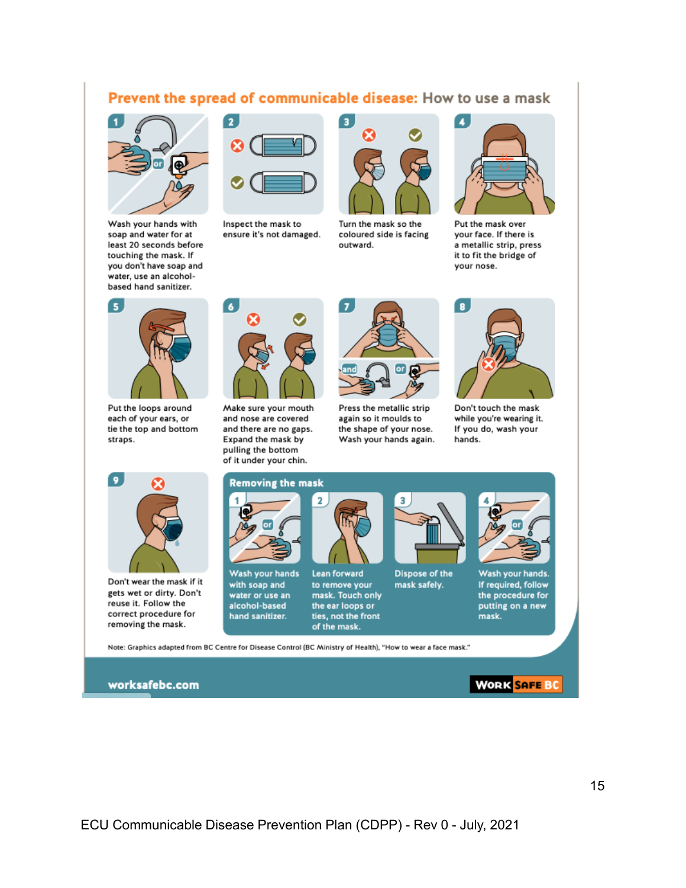## Prevent the spread of communicable disease: How to use a mask

1. Wash your hands with soap and water for at least 20 seconds before touching the mask. If you don't have soap and water, use an alcohol-based hand sanitizer.
2. Inspect the mask to ensure it's not damaged.
3. Turn the mask so the coloured side is facing outward.
4. Put the mask over your face. If there is a metallic strip, press it to fit the bridge of your nose.
5. Put the loops around each of your ears, or tie the top and bottom straps.
6. Make sure your mouth and nose are covered and there are no gaps. Expand the mask by pulling the bottom of it under your chin.
7. Press the metallic strip again so it moulds to the shape of your nose. Wash your hands again.
8. Don't touch the mask while you're wearing it. If you do, wash your hands.
9. Don't wear the mask if it gets wet or dirty. Don't reuse it. Follow the correct procedure for removing the mask.

### Removing the mask

1. Wash your hands with soap and water or use an alcohol-based hand sanitizer.
2. Lean forward to remove your mask. Touch only the ear loops or ties, not the front of the mask.
3. Dispose of the mask safely.
4. Wash your hands. If required, follow the procedure for putting on a new mask.

Note: Graphics adapted from BC Centre for Disease Control (BC Ministry of Health), "How to wear a face mask."

worksafebc.com

WORK SAFE BC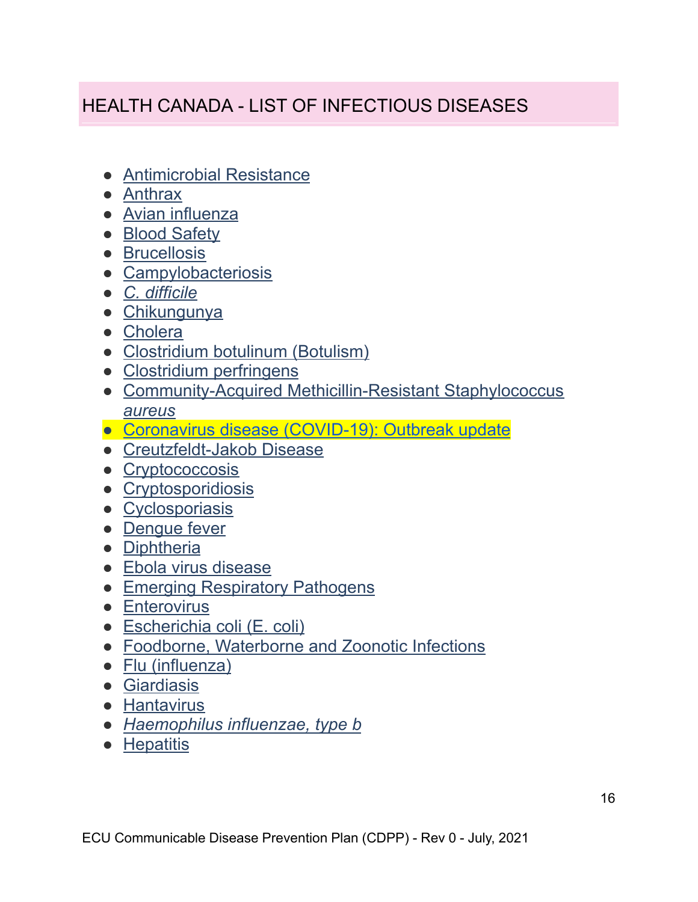## HEALTH CANADA - LIST OF INFECTIOUS DISEASES

- Antimicrobial Resistance
- Anthrax
- Avian influenza
- Blood Safety
- Brucellosis
- Campylobacteriosis
- *C. difficile*
- Chikungunya
- Cholera
- Clostridium botulinum (Botulism)
- Clostridium perfringens
- Community-Acquired Methicillin-Resistant Staphylococcus *aureus*
- Coronavirus disease (COVID-19): Outbreak update
- Creutzfeldt-Jakob Disease
- Cryptococcosis
- Cryptosporidiosis
- Cyclosporiasis
- Dengue fever
- Diphtheria
- Ebola virus disease
- Emerging Respiratory Pathogens
- Enterovirus
- Escherichia coli (E. coli)
- Foodborne, Waterborne and Zoonotic Infections
- Flu (influenza)
- Giardiasis
- Hantavirus
- *Haemophilus influenzae, type b*
- Hepatitis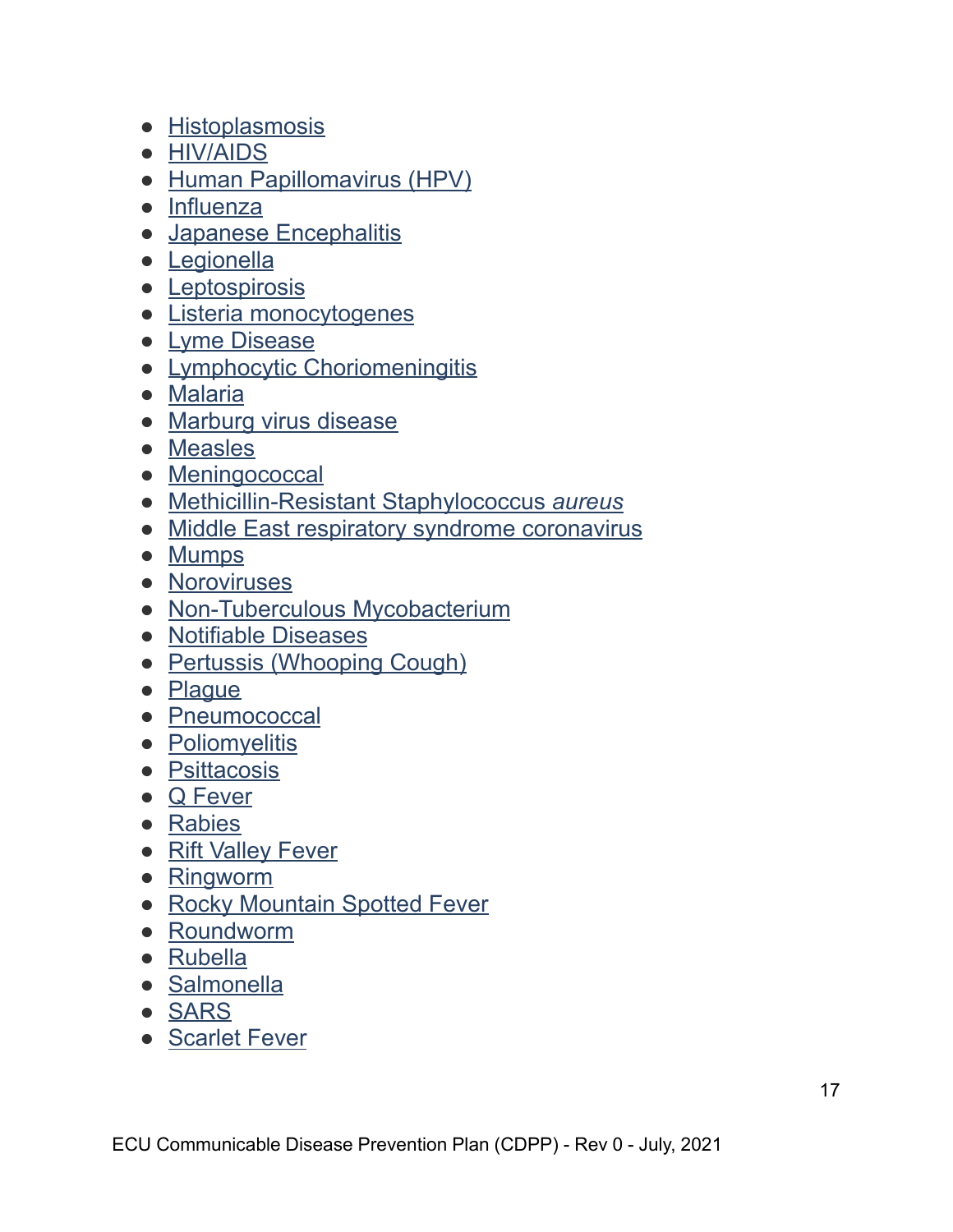- Histoplasmosis
- HIV/AIDS
- Human Papillomavirus (HPV)
- Influenza
- Japanese Encephalitis
- Legionella
- Leptospirosis
- Listeria monocytogenes
- Lyme Disease
- Lymphocytic Choriomeningitis
- Malaria
- Marburg virus disease
- Measles
- Meningococcal
- Methicillin-Resistant Staphylococcus *aureus*
- Middle East respiratory syndrome coronavirus
- Mumps
- Noroviruses
- Non-Tuberculous Mycobacterium
- Notifiable Diseases
- Pertussis (Whooping Cough)
- Plague
- Pneumococcal
- Poliomyelitis
- Psittacosis
- Q Fever
- Rabies
- Rift Valley Fever
- Ringworm
- Rocky Mountain Spotted Fever
- Roundworm
- Rubella
- Salmonella
- SARS
- Scarlet Fever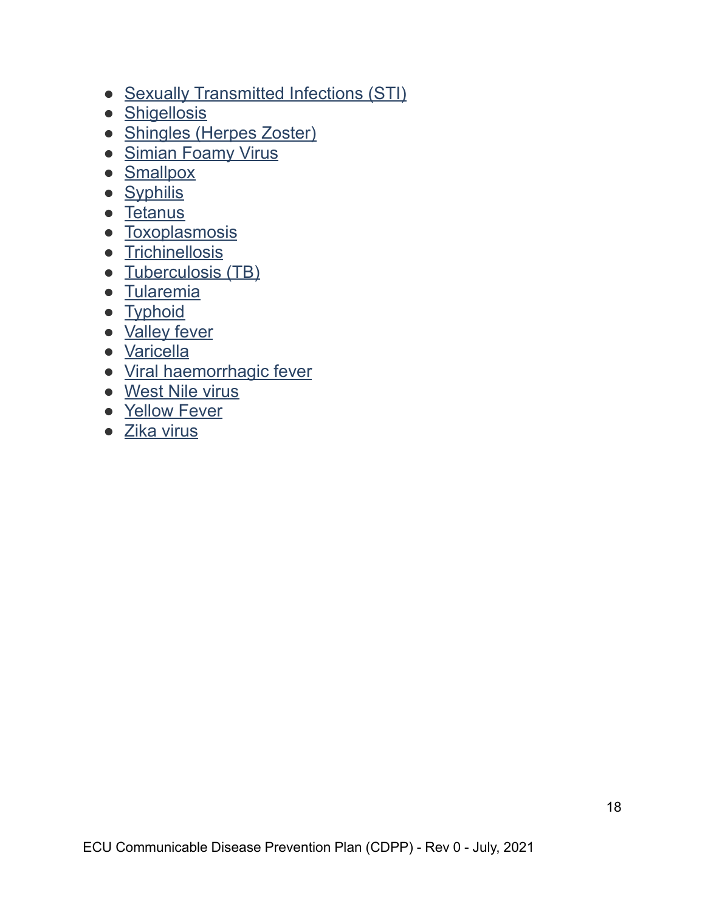- Sexually Transmitted Infections (STI)
- Shigellosis
- Shingles (Herpes Zoster)
- Simian Foamy Virus
- Smallpox
- Syphilis
- Tetanus
- Toxoplasmosis
- Trichinellosis
- Tuberculosis (TB)
- Tularemia
- Typhoid
- Valley fever
- Varicella
- Viral haemorrhagic fever
- West Nile virus
- Yellow Fever
- Zika virus